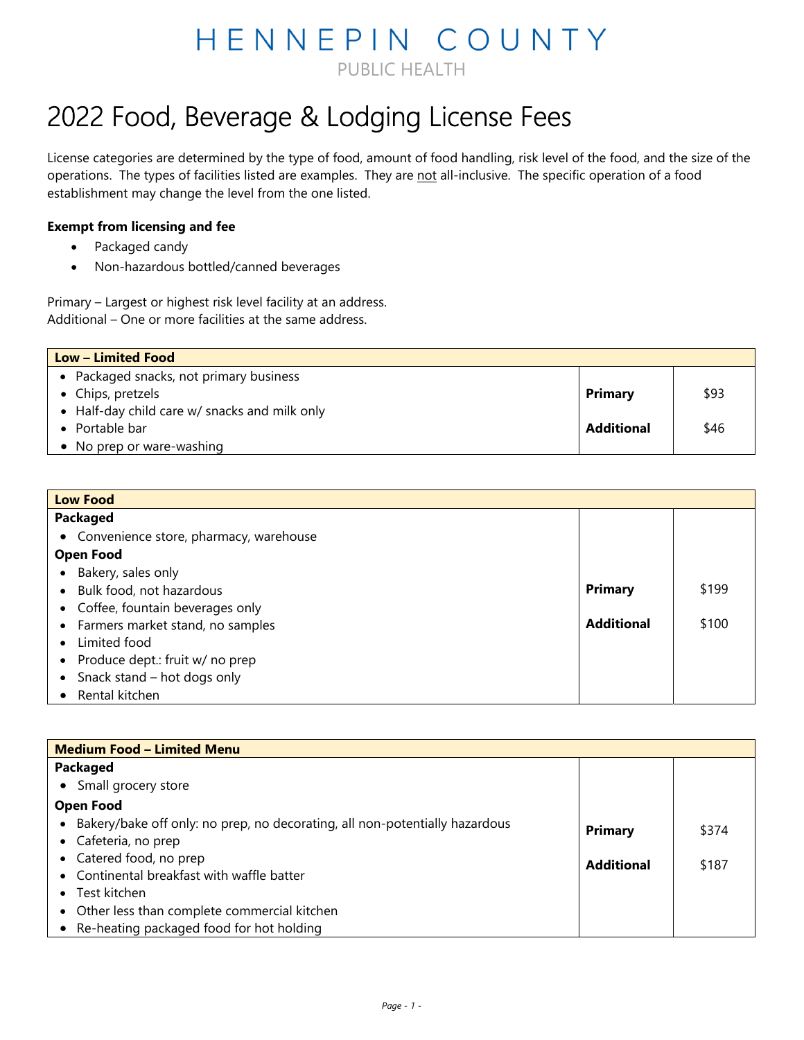HENNEPIN COUNTY

PUBLIC HEALTH

# 2022 Food, Beverage & Lodging License Fees

License categories are determined by the type of food, amount of food handling, risk level of the food, and the size of the operations. The types of facilities listed are examples. They are not all-inclusive. The specific operation of a food establishment may change the level from the one listed.

**Exempt from licensing and fee**

- Packaged candy
- Non-hazardous bottled/canned beverages

Primary – Largest or highest risk level facility at an address.
Additional – One or more facilities at the same address.

| Low – Limited Food | | |
|---|---|---|
| • Packaged snacks, not primary business<br>• Chips, pretzels<br>• Half-day child care w/ snacks and milk only<br>• Portable bar<br>• No prep or ware-washing | **Primary**<br><br>**Additional** | $93<br><br>$46 |

| Low Food | | |
|---|---|---|
| **Packaged**<br>• Convenience store, pharmacy, warehouse<br>**Open Food**<br>• Bakery, sales only<br>• Bulk food, not hazardous<br>• Coffee, fountain beverages only<br>• Farmers market stand, no samples<br>• Limited food<br>• Produce dept.: fruit w/ no prep<br>• Snack stand – hot dogs only<br>• Rental kitchen | **Primary**<br><br>**Additional** | $199<br><br>$100 |

| Medium Food – Limited Menu | | |
|---|---|---|
| **Packaged**<br>• Small grocery store<br>**Open Food**<br>• Bakery/bake off only: no prep, no decorating, all non-potentially hazardous<br>• Cafeteria, no prep<br>• Catered food, no prep<br>• Continental breakfast with waffle batter<br>• Test kitchen<br>• Other less than complete commercial kitchen<br>• Re-heating packaged food for hot holding | **Primary**<br><br>**Additional** | $374<br><br>$187 |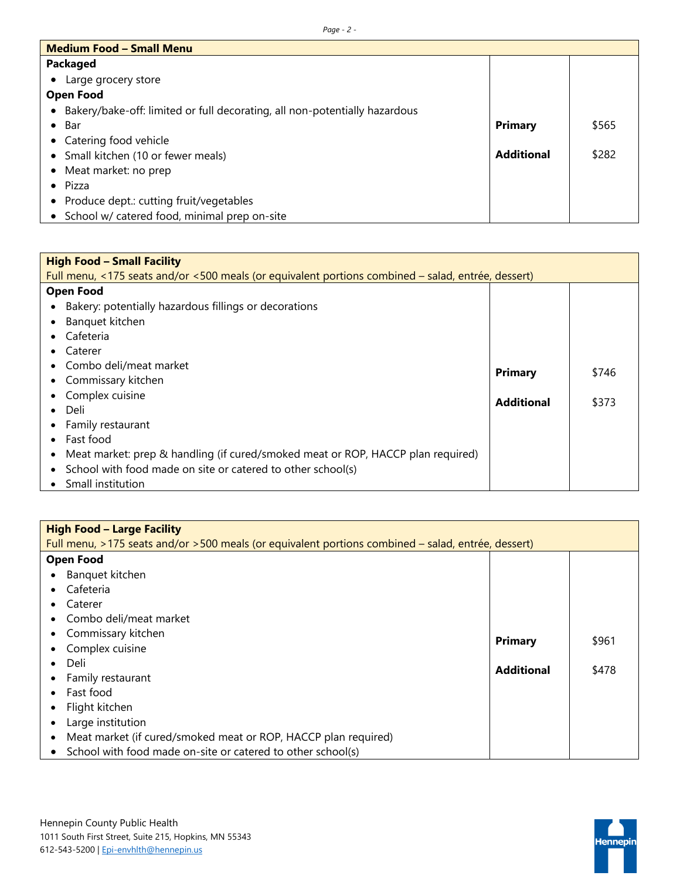| Medium Food – Small Menu | | |
|---|---|---|
| **Packaged**<br>• Large grocery store<br>**Open Food**<br>• Bakery/bake-off: limited or full decorating, all non-potentially hazardous<br>• Bar<br>• Catering food vehicle<br>• Small kitchen (10 or fewer meals)<br>• Meat market: no prep<br>• Pizza<br>• Produce dept.: cutting fruit/vegetables<br>• School w/ catered food, minimal prep on-site | **Primary**<br><br>**Additional** | $565<br><br>$282 |

| High Food – Small Facility<br>Full menu, <175 seats and/or <500 meals (or equivalent portions combined – salad, entrée, dessert) | | |
|---|---|---|
| **Open Food**<br>• Bakery: potentially hazardous fillings or decorations<br>• Banquet kitchen<br>• Cafeteria<br>• Caterer<br>• Combo deli/meat market<br>• Commissary kitchen<br>• Complex cuisine<br>• Deli<br>• Family restaurant<br>• Fast food<br>• Meat market: prep & handling (if cured/smoked meat or ROP, HACCP plan required)<br>• School with food made on site or catered to other school(s)<br>• Small institution | **Primary**<br><br>**Additional** | $746<br><br>$373 |

| High Food – Large Facility<br>Full menu, >175 seats and/or >500 meals (or equivalent portions combined – salad, entrée, dessert) | | |
|---|---|---|
| **Open Food**<br>• Banquet kitchen<br>• Cafeteria<br>• Caterer<br>• Combo deli/meat market<br>• Commissary kitchen<br>• Complex cuisine<br>• Deli<br>• Family restaurant<br>• Fast food<br>• Flight kitchen<br>• Large institution<br>• Meat market (if cured/smoked meat or ROP, HACCP plan required)<br>• School with food made on-site or catered to other school(s) | **Primary**<br><br>**Additional** | $961<br><br>$478 |

Hennepin County Public Health
1011 South First Street, Suite 215, Hopkins, MN 55343
612-543-5200 | Epi-envhlth@hennepin.us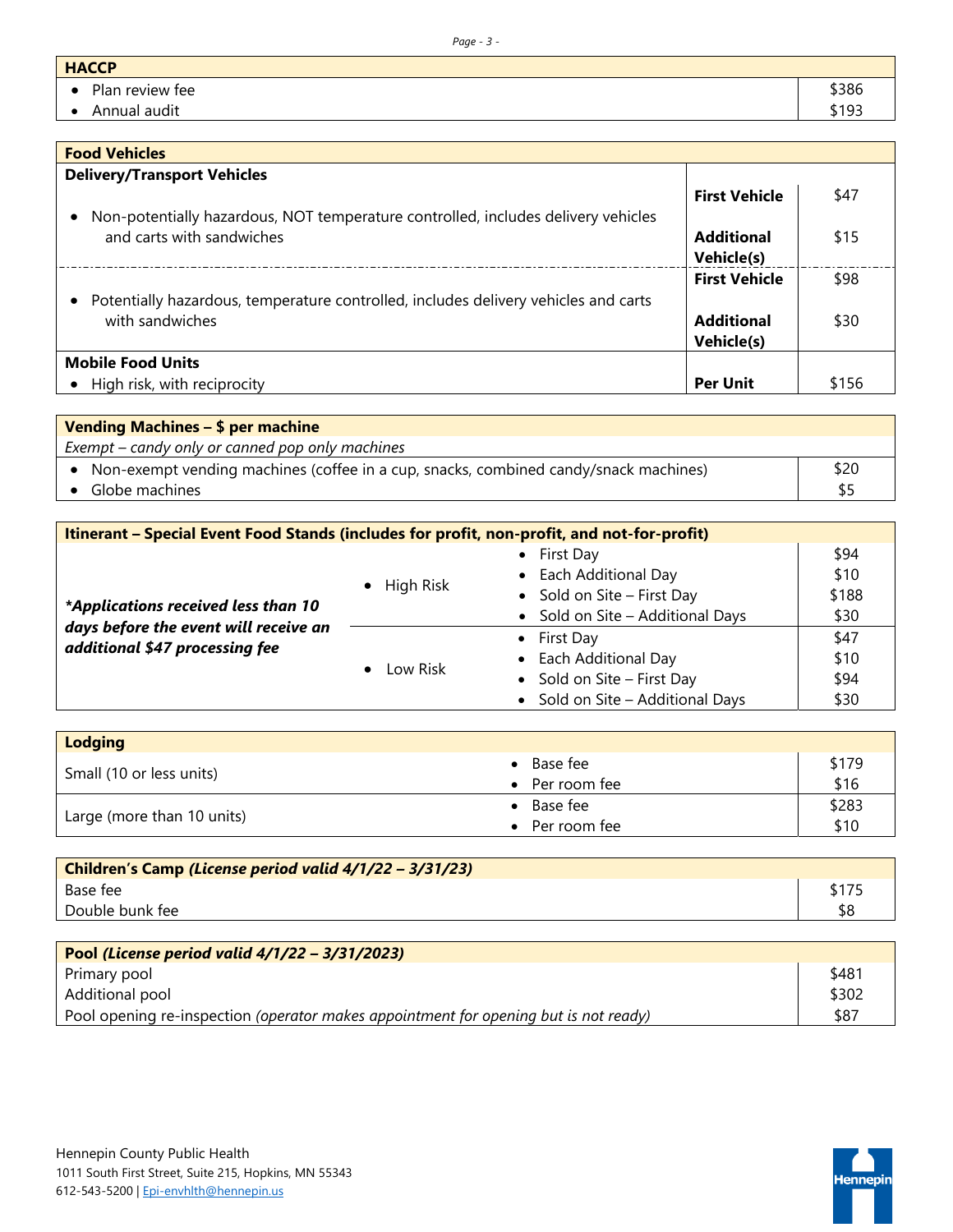| HACCP | |
|---|---|
| • Plan review fee | $386 |
| • Annual audit | $193 |

| Food Vehicles | | |
|---|---|---|
| **Delivery/Transport Vehicles** | | |
| • Non-potentially hazardous, NOT temperature controlled, includes delivery vehicles and carts with sandwiches | **First Vehicle** | $47 |
| | **Additional Vehicle(s)** | $15 |
| • Potentially hazardous, temperature controlled, includes delivery vehicles and carts with sandwiches | **First Vehicle** | $98 |
| | **Additional Vehicle(s)** | $30 |
| **Mobile Food Units** | | |
| • High risk, with reciprocity | **Per Unit** | $156 |

| Vending Machines – $ per machine | |
|---|---|
| *Exempt – candy only or canned pop only machines* | |
| • Non-exempt vending machines (coffee in a cup, snacks, combined candy/snack machines) | $20 |
| • Globe machines | $5 |

| Itinerant – Special Event Food Stands (includes for profit, non-profit, and not-for-profit) | | | |
|---|---|---|---|
| ***Applications received less than 10 days before the event will receive an additional $47 processing fee** | • High Risk | • First Day | $94 |
| | | • Each Additional Day | $10 |
| | | • Sold on Site – First Day | $188 |
| | | • Sold on Site – Additional Days | $30 |
| | • Low Risk | • First Day | $47 |
| | | • Each Additional Day | $10 |
| | | • Sold on Site – First Day | $94 |
| | | • Sold on Site – Additional Days | $30 |

| Lodging | | |
|---|---|---|
| Small (10 or less units) | • Base fee | $179 |
| | • Per room fee | $16 |
| Large (more than 10 units) | • Base fee | $283 |
| | • Per room fee | $10 |

| Children's Camp *(License period valid 4/1/22 – 3/31/23)* | |
|---|---|
| Base fee | $175 |
| Double bunk fee | $8 |

| Pool *(License period valid 4/1/22 – 3/31/2023)* | |
|---|---|
| Primary pool | $481 |
| Additional pool | $302 |
| Pool opening re-inspection *(operator makes appointment for opening but is not ready)* | $87 |

Hennepin County Public Health
1011 South First Street, Suite 215, Hopkins, MN 55343
612-543-5200 | Epi-envhlth@hennepin.us